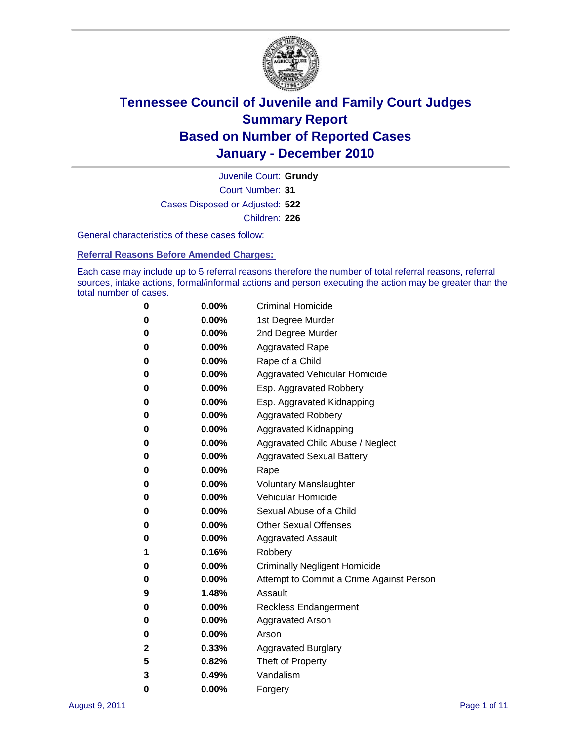# Tennessee Council of Juvenile and Family Court Judges
## Summary Report
## Based on Number of Reported Cases
## January - December 2010

Juvenile Court: **Grundy**

Court Number: **31**

Cases Disposed or Adjusted: **522**

Children: **226**

General characteristics of these cases follow:

### Referral Reasons Before Amended Charges:

Each case may include up to 5 referral reasons therefore the number of total referral reasons, referral sources, intake actions, formal/informal actions and person executing the action may be greater than the total number of cases.

| Count | Percent | Referral Reason |
|---|---|---|
| 0 | 0.00% | Criminal Homicide |
| 0 | 0.00% | 1st Degree Murder |
| 0 | 0.00% | 2nd Degree Murder |
| 0 | 0.00% | Aggravated Rape |
| 0 | 0.00% | Rape of a Child |
| 0 | 0.00% | Aggravated Vehicular Homicide |
| 0 | 0.00% | Esp. Aggravated Robbery |
| 0 | 0.00% | Esp. Aggravated Kidnapping |
| 0 | 0.00% | Aggravated Robbery |
| 0 | 0.00% | Aggravated Kidnapping |
| 0 | 0.00% | Aggravated Child Abuse / Neglect |
| 0 | 0.00% | Aggravated Sexual Battery |
| 0 | 0.00% | Rape |
| 0 | 0.00% | Voluntary Manslaughter |
| 0 | 0.00% | Vehicular Homicide |
| 0 | 0.00% | Sexual Abuse of a Child |
| 0 | 0.00% | Other Sexual Offenses |
| 0 | 0.00% | Aggravated Assault |
| 1 | 0.16% | Robbery |
| 0 | 0.00% | Criminally Negligent Homicide |
| 0 | 0.00% | Attempt to Commit a Crime Against Person |
| 9 | 1.48% | Assault |
| 0 | 0.00% | Reckless Endangerment |
| 0 | 0.00% | Aggravated Arson |
| 0 | 0.00% | Arson |
| 2 | 0.33% | Aggravated Burglary |
| 5 | 0.82% | Theft of Property |
| 3 | 0.49% | Vandalism |
| 0 | 0.00% | Forgery |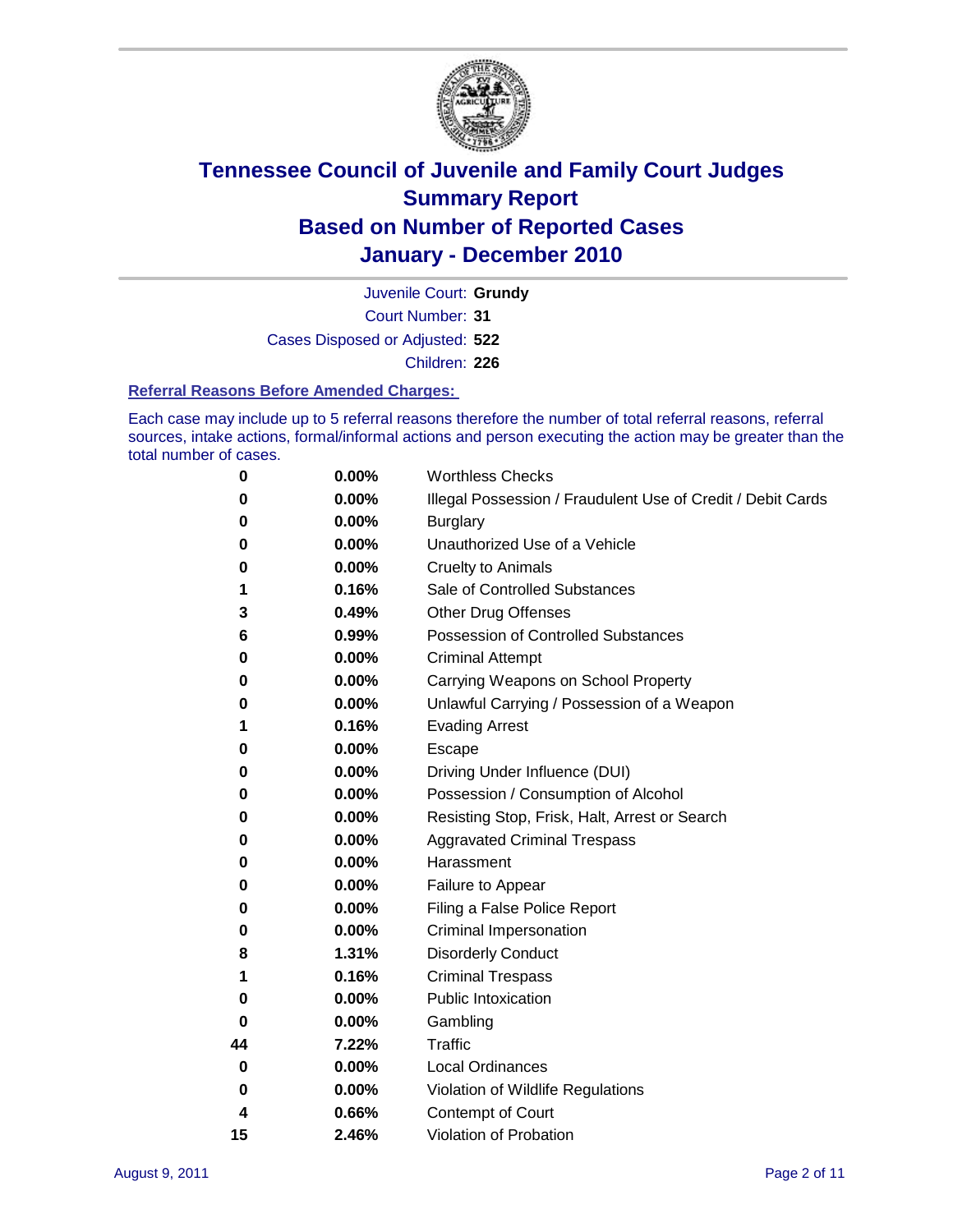# Tennessee Council of Juvenile and Family Court Judges
## Summary Report
## Based on Number of Reported Cases
## January - December 2010

Juvenile Court: **Grundy**
Court Number: **31**
Cases Disposed or Adjusted: **522**
Children: **226**

### Referral Reasons Before Amended Charges:

Each case may include up to 5 referral reasons therefore the number of total referral reasons, referral sources, intake actions, formal/informal actions and person executing the action may be greater than the total number of cases.

| Count | Percent | Referral Reason |
|---|---|---|
| 0 | 0.00% | Worthless Checks |
| 0 | 0.00% | Illegal Possession / Fraudulent Use of Credit / Debit Cards |
| 0 | 0.00% | Burglary |
| 0 | 0.00% | Unauthorized Use of a Vehicle |
| 0 | 0.00% | Cruelty to Animals |
| 1 | 0.16% | Sale of Controlled Substances |
| 3 | 0.49% | Other Drug Offenses |
| 6 | 0.99% | Possession of Controlled Substances |
| 0 | 0.00% | Criminal Attempt |
| 0 | 0.00% | Carrying Weapons on School Property |
| 0 | 0.00% | Unlawful Carrying / Possession of a Weapon |
| 1 | 0.16% | Evading Arrest |
| 0 | 0.00% | Escape |
| 0 | 0.00% | Driving Under Influence (DUI) |
| 0 | 0.00% | Possession / Consumption of Alcohol |
| 0 | 0.00% | Resisting Stop, Frisk, Halt, Arrest or Search |
| 0 | 0.00% | Aggravated Criminal Trespass |
| 0 | 0.00% | Harassment |
| 0 | 0.00% | Failure to Appear |
| 0 | 0.00% | Filing a False Police Report |
| 0 | 0.00% | Criminal Impersonation |
| 8 | 1.31% | Disorderly Conduct |
| 1 | 0.16% | Criminal Trespass |
| 0 | 0.00% | Public Intoxication |
| 0 | 0.00% | Gambling |
| 44 | 7.22% | Traffic |
| 0 | 0.00% | Local Ordinances |
| 0 | 0.00% | Violation of Wildlife Regulations |
| 4 | 0.66% | Contempt of Court |
| 15 | 2.46% | Violation of Probation |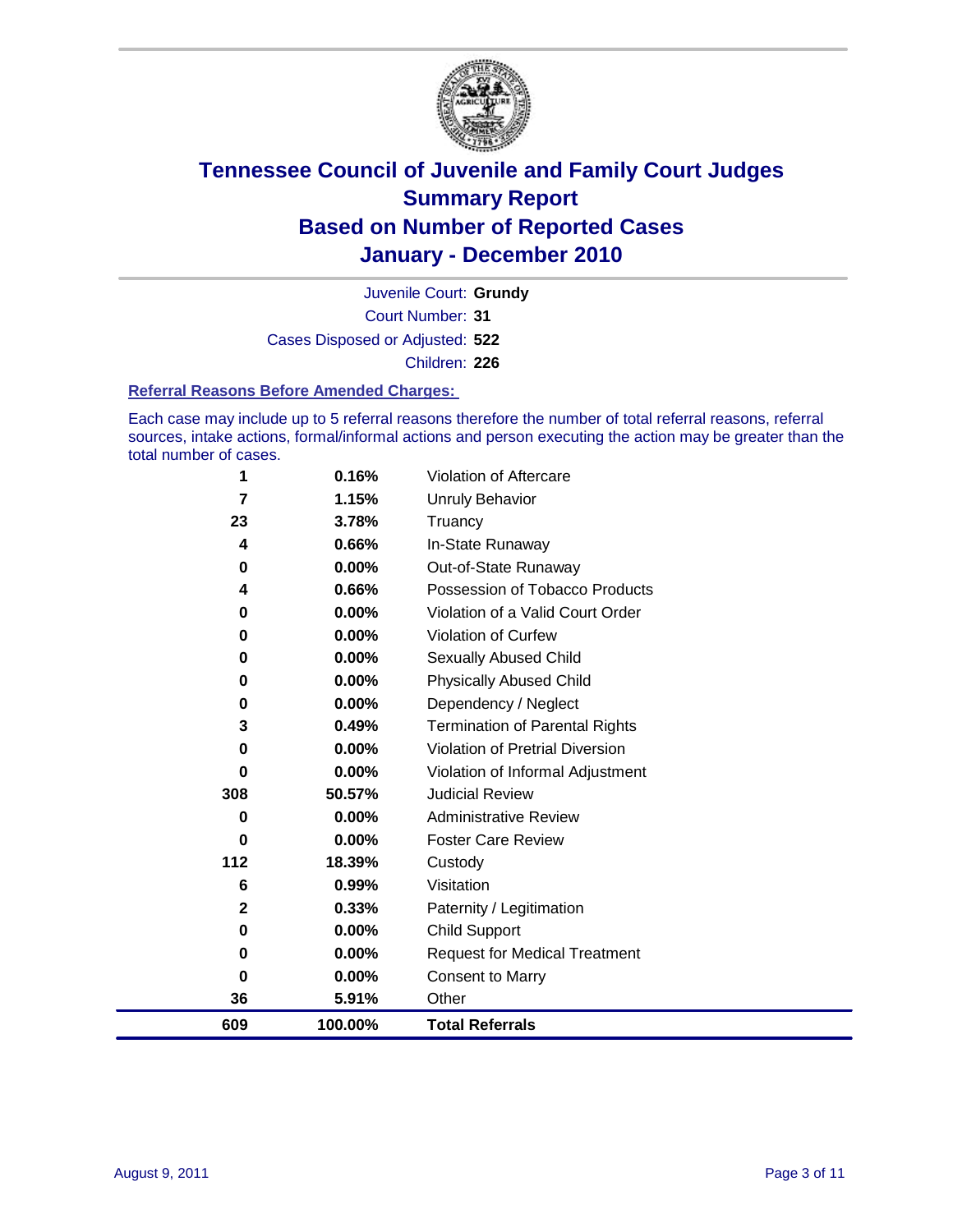# Tennessee Council of Juvenile and Family Court Judges
## Summary Report
## Based on Number of Reported Cases
## January - December 2010

Juvenile Court: **Grundy**

Court Number: **31**

Cases Disposed or Adjusted: **522**

Children: **226**

### Referral Reasons Before Amended Charges:

Each case may include up to 5 referral reasons therefore the number of total referral reasons, referral sources, intake actions, formal/informal actions and person executing the action may be greater than the total number of cases.

| Count | Percent | Reason |
|---|---|---|
| 1 | 0.16% | Violation of Aftercare |
| 7 | 1.15% | Unruly Behavior |
| 23 | 3.78% | Truancy |
| 4 | 0.66% | In-State Runaway |
| 0 | 0.00% | Out-of-State Runaway |
| 4 | 0.66% | Possession of Tobacco Products |
| 0 | 0.00% | Violation of a Valid Court Order |
| 0 | 0.00% | Violation of Curfew |
| 0 | 0.00% | Sexually Abused Child |
| 0 | 0.00% | Physically Abused Child |
| 0 | 0.00% | Dependency / Neglect |
| 3 | 0.49% | Termination of Parental Rights |
| 0 | 0.00% | Violation of Pretrial Diversion |
| 0 | 0.00% | Violation of Informal Adjustment |
| 308 | 50.57% | Judicial Review |
| 0 | 0.00% | Administrative Review |
| 0 | 0.00% | Foster Care Review |
| 112 | 18.39% | Custody |
| 6 | 0.99% | Visitation |
| 2 | 0.33% | Paternity / Legitimation |
| 0 | 0.00% | Child Support |
| 0 | 0.00% | Request for Medical Treatment |
| 0 | 0.00% | Consent to Marry |
| 36 | 5.91% | Other |
| **609** | **100.00%** | **Total Referrals** |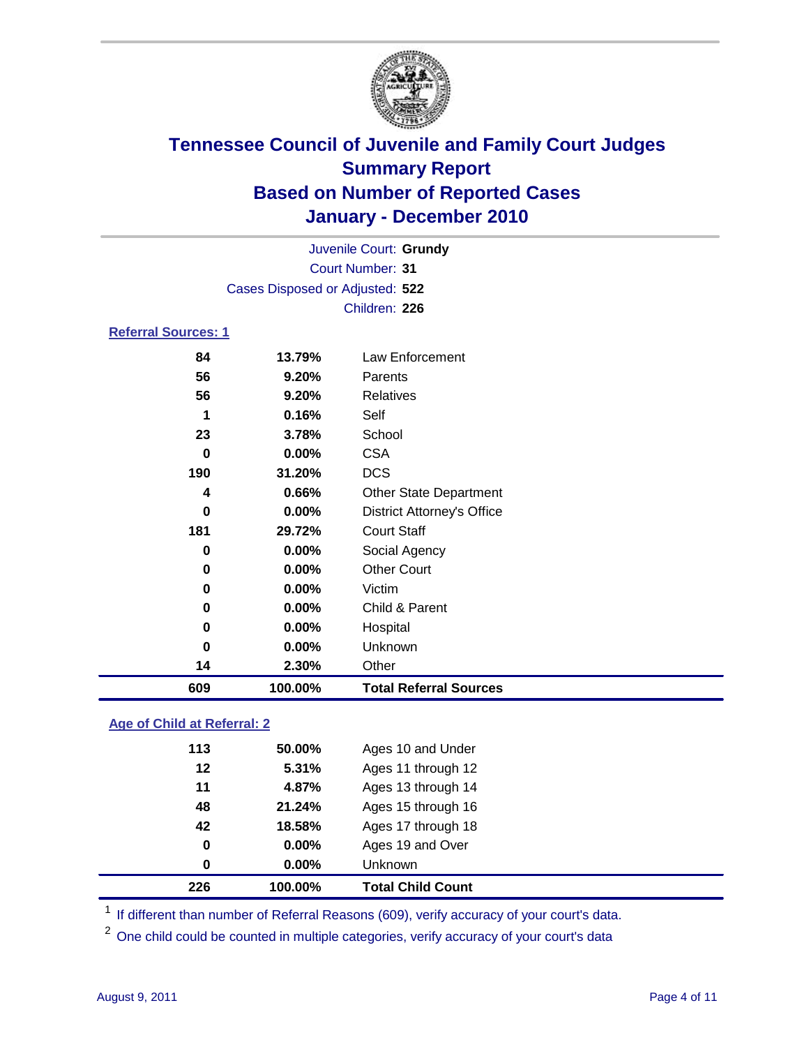# Tennessee Council of Juvenile and Family Court Judges
## Summary Report
## Based on Number of Reported Cases
## January - December 2010

Juvenile Court: **Grundy**

Court Number: **31**

Cases Disposed or Adjusted: **522**

Children: **226**

### Referral Sources: 1

| Count | Percent | Source |
|---|---|---|
| 84 | 13.79% | Law Enforcement |
| 56 | 9.20% | Parents |
| 56 | 9.20% | Relatives |
| 1 | 0.16% | Self |
| 23 | 3.78% | School |
| 0 | 0.00% | CSA |
| 190 | 31.20% | DCS |
| 4 | 0.66% | Other State Department |
| 0 | 0.00% | District Attorney's Office |
| 181 | 29.72% | Court Staff |
| 0 | 0.00% | Social Agency |
| 0 | 0.00% | Other Court |
| 0 | 0.00% | Victim |
| 0 | 0.00% | Child & Parent |
| 0 | 0.00% | Hospital |
| 0 | 0.00% | Unknown |
| 14 | 2.30% | Other |
| **609** | **100.00%** | **Total Referral Sources** |

### Age of Child at Referral: 2

| Count | Percent | Age |
|---|---|---|
| 113 | 50.00% | Ages 10 and Under |
| 12 | 5.31% | Ages 11 through 12 |
| 11 | 4.87% | Ages 13 through 14 |
| 48 | 21.24% | Ages 15 through 16 |
| 42 | 18.58% | Ages 17 through 18 |
| 0 | 0.00% | Ages 19 and Over |
| 0 | 0.00% | Unknown |
| **226** | **100.00%** | **Total Child Count** |

[1] If different than number of Referral Reasons (609), verify accuracy of your court's data.

[2] One child could be counted in multiple categories, verify accuracy of your court's data

August 9, 2011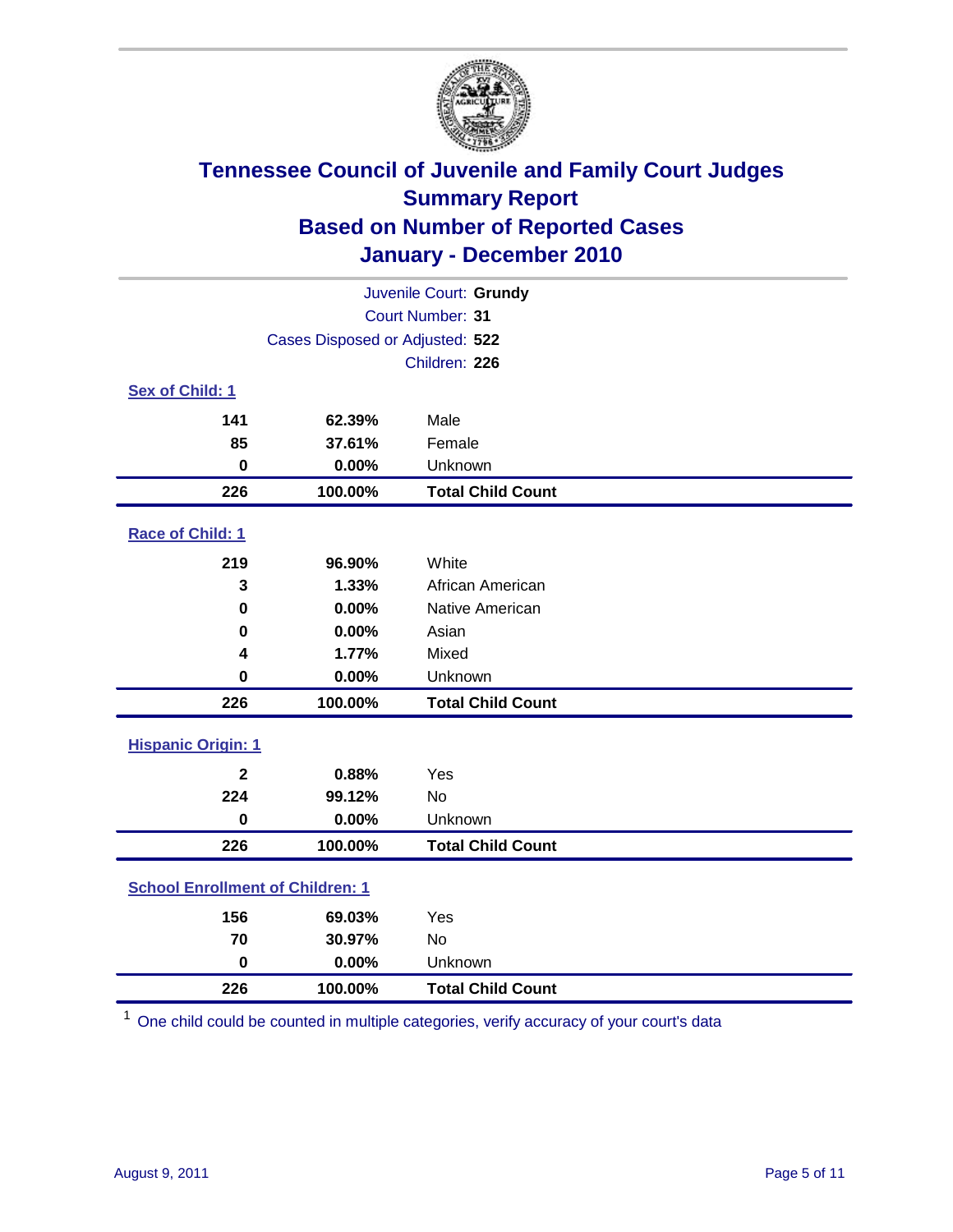# Tennessee Council of Juvenile and Family Court Judges
## Summary Report
## Based on Number of Reported Cases
## January - December 2010

Juvenile Court: **Grundy**
Court Number: **31**
Cases Disposed or Adjusted: **522**
Children: **226**

### Sex of Child: 1

| | | |
|---|---|---|
| **141** | **62.39%** | Male |
| **85** | **37.61%** | Female |
| **0** | **0.00%** | Unknown |
| **226** | **100.00%** | **Total Child Count** |

### Race of Child: 1

| | | |
|---|---|---|
| **219** | **96.90%** | White |
| **3** | **1.33%** | African American |
| **0** | **0.00%** | Native American |
| **0** | **0.00%** | Asian |
| **4** | **1.77%** | Mixed |
| **0** | **0.00%** | Unknown |
| **226** | **100.00%** | **Total Child Count** |

### Hispanic Origin: 1

| | | |
|---|---|---|
| **2** | **0.88%** | Yes |
| **224** | **99.12%** | No |
| **0** | **0.00%** | Unknown |
| **226** | **100.00%** | **Total Child Count** |

### School Enrollment of Children: 1

| | | |
|---|---|---|
| **156** | **69.03%** | Yes |
| **70** | **30.97%** | No |
| **0** | **0.00%** | Unknown |
| **226** | **100.00%** | **Total Child Count** |

[1] One child could be counted in multiple categories, verify accuracy of your court's data

August 9, 2011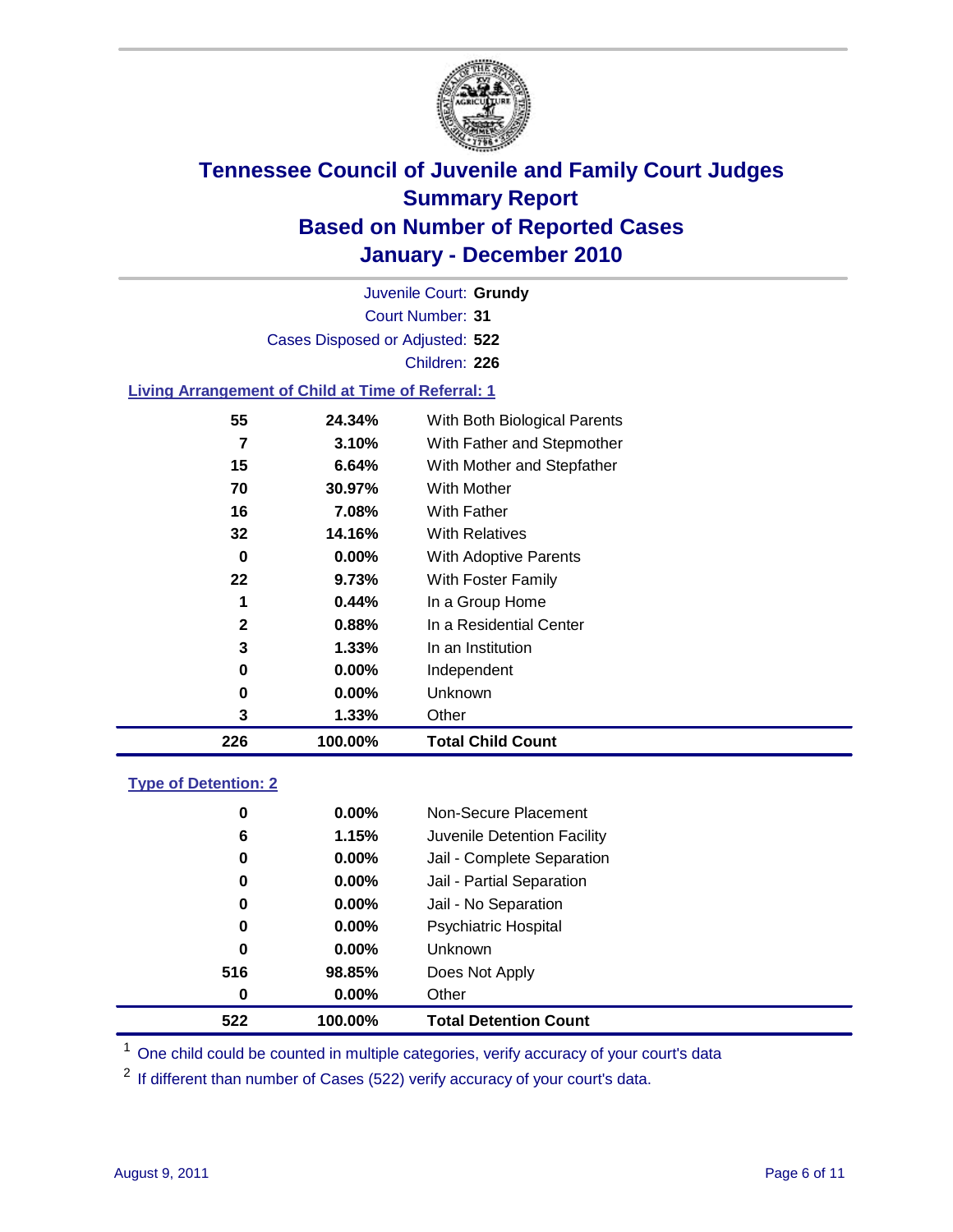# Tennessee Council of Juvenile and Family Court Judges
## Summary Report
## Based on Number of Reported Cases
## January - December 2010

Juvenile Court: **Grundy**

Court Number: **31**

Cases Disposed or Adjusted: **522**

Children: **226**

### Living Arrangement of Child at Time of Referral: 1

| Count | Percent | Category |
|---|---|---|
| 55 | 24.34% | With Both Biological Parents |
| 7 | 3.10% | With Father and Stepmother |
| 15 | 6.64% | With Mother and Stepfather |
| 70 | 30.97% | With Mother |
| 16 | 7.08% | With Father |
| 32 | 14.16% | With Relatives |
| 0 | 0.00% | With Adoptive Parents |
| 22 | 9.73% | With Foster Family |
| 1 | 0.44% | In a Group Home |
| 2 | 0.88% | In a Residential Center |
| 3 | 1.33% | In an Institution |
| 0 | 0.00% | Independent |
| 0 | 0.00% | Unknown |
| 3 | 1.33% | Other |
| **226** | **100.00%** | **Total Child Count** |

### Type of Detention: 2

| Count | Percent | Category |
|---|---|---|
| 0 | 0.00% | Non-Secure Placement |
| 6 | 1.15% | Juvenile Detention Facility |
| 0 | 0.00% | Jail - Complete Separation |
| 0 | 0.00% | Jail - Partial Separation |
| 0 | 0.00% | Jail - No Separation |
| 0 | 0.00% | Psychiatric Hospital |
| 0 | 0.00% | Unknown |
| 516 | 98.85% | Does Not Apply |
| 0 | 0.00% | Other |
| **522** | **100.00%** | **Total Detention Count** |

[1] One child could be counted in multiple categories, verify accuracy of your court's data

[2] If different than number of Cases (522) verify accuracy of your court's data.

August 9, 2011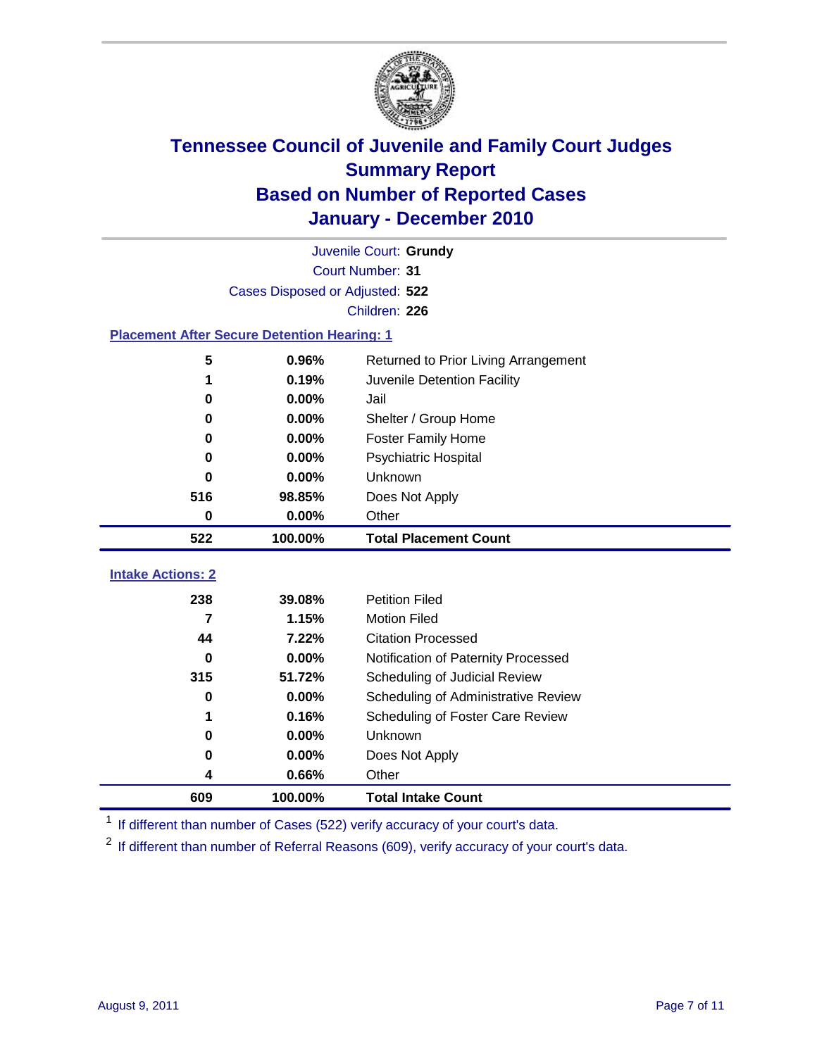# Tennessee Council of Juvenile and Family Court Judges
## Summary Report
## Based on Number of Reported Cases
## January - December 2010

Juvenile Court: **Grundy**

Court Number: **31**

Cases Disposed or Adjusted: **522**

Children: **226**

### Placement After Secure Detention Hearing: 1

| Count | Percent | Placement |
|---|---|---|
| 5 | 0.96% | Returned to Prior Living Arrangement |
| 1 | 0.19% | Juvenile Detention Facility |
| 0 | 0.00% | Jail |
| 0 | 0.00% | Shelter / Group Home |
| 0 | 0.00% | Foster Family Home |
| 0 | 0.00% | Psychiatric Hospital |
| 0 | 0.00% | Unknown |
| 516 | 98.85% | Does Not Apply |
| 0 | 0.00% | Other |
| **522** | **100.00%** | **Total Placement Count** |

### Intake Actions: 2

| Count | Percent | Intake Action |
|---|---|---|
| 238 | 39.08% | Petition Filed |
| 7 | 1.15% | Motion Filed |
| 44 | 7.22% | Citation Processed |
| 0 | 0.00% | Notification of Paternity Processed |
| 315 | 51.72% | Scheduling of Judicial Review |
| 0 | 0.00% | Scheduling of Administrative Review |
| 1 | 0.16% | Scheduling of Foster Care Review |
| 0 | 0.00% | Unknown |
| 0 | 0.00% | Does Not Apply |
| 4 | 0.66% | Other |
| **609** | **100.00%** | **Total Intake Count** |

[1] If different than number of Cases (522) verify accuracy of your court's data.

[2] If different than number of Referral Reasons (609), verify accuracy of your court's data.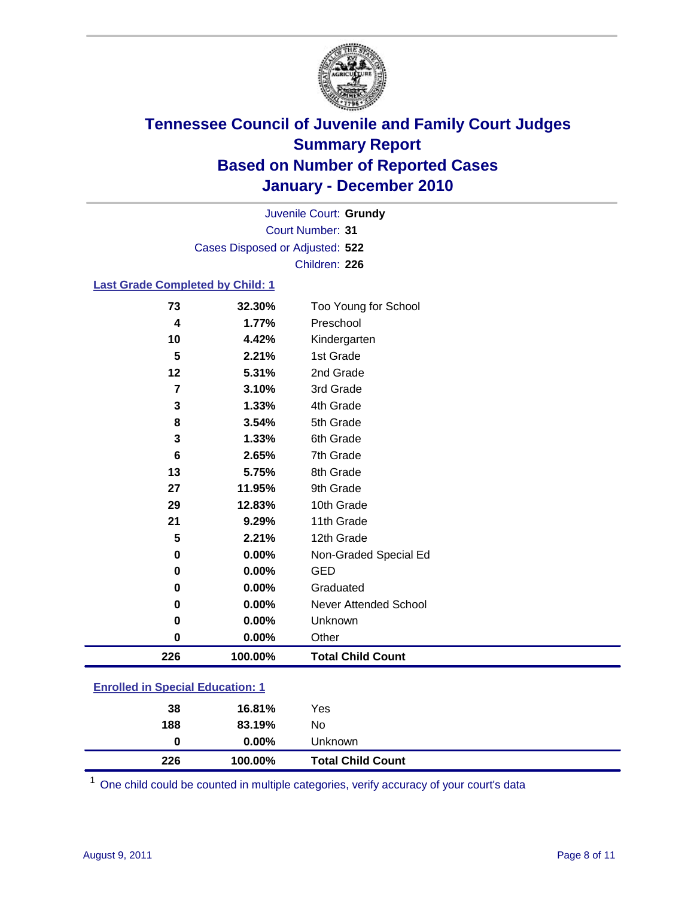# Tennessee Council of Juvenile and Family Court Judges
## Summary Report
## Based on Number of Reported Cases
## January - December 2010

Juvenile Court: **Grundy**
Court Number: **31**
Cases Disposed or Adjusted: **522**
Children: **226**

### Last Grade Completed by Child: 1

| | | |
|---|---|---|
| 73 | 32.30% | Too Young for School |
| 4 | 1.77% | Preschool |
| 10 | 4.42% | Kindergarten |
| 5 | 2.21% | 1st Grade |
| 12 | 5.31% | 2nd Grade |
| 7 | 3.10% | 3rd Grade |
| 3 | 1.33% | 4th Grade |
| 8 | 3.54% | 5th Grade |
| 3 | 1.33% | 6th Grade |
| 6 | 2.65% | 7th Grade |
| 13 | 5.75% | 8th Grade |
| 27 | 11.95% | 9th Grade |
| 29 | 12.83% | 10th Grade |
| 21 | 9.29% | 11th Grade |
| 5 | 2.21% | 12th Grade |
| 0 | 0.00% | Non-Graded Special Ed |
| 0 | 0.00% | GED |
| 0 | 0.00% | Graduated |
| 0 | 0.00% | Never Attended School |
| 0 | 0.00% | Unknown |
| 0 | 0.00% | Other |
| **226** | **100.00%** | **Total Child Count** |

### Enrolled in Special Education: 1

| | | |
|---|---|---|
| 38 | 16.81% | Yes |
| 188 | 83.19% | No |
| 0 | 0.00% | Unknown |
| **226** | **100.00%** | **Total Child Count** |

[1] One child could be counted in multiple categories, verify accuracy of your court's data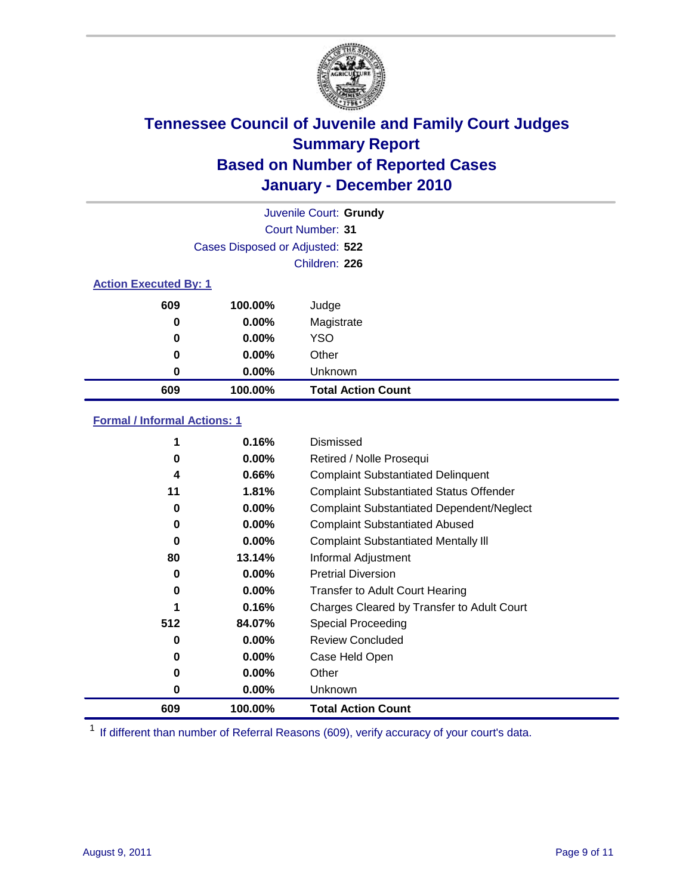# Tennessee Council of Juvenile and Family Court Judges
## Summary Report
## Based on Number of Reported Cases
## January - December 2010

Juvenile Court: **Grundy**
Court Number: **31**
Cases Disposed or Adjusted: **522**
Children: **226**

### Action Executed By: 1

| | | |
|---|---|---|
| 609 | 100.00% | Judge |
| 0 | 0.00% | Magistrate |
| 0 | 0.00% | YSO |
| 0 | 0.00% | Other |
| 0 | 0.00% | Unknown |
| **609** | **100.00%** | **Total Action Count** |

### Formal / Informal Actions: 1

| | | |
|---|---|---|
| 1 | 0.16% | Dismissed |
| 0 | 0.00% | Retired / Nolle Prosequi |
| 4 | 0.66% | Complaint Substantiated Delinquent |
| 11 | 1.81% | Complaint Substantiated Status Offender |
| 0 | 0.00% | Complaint Substantiated Dependent/Neglect |
| 0 | 0.00% | Complaint Substantiated Abused |
| 0 | 0.00% | Complaint Substantiated Mentally Ill |
| 80 | 13.14% | Informal Adjustment |
| 0 | 0.00% | Pretrial Diversion |
| 0 | 0.00% | Transfer to Adult Court Hearing |
| 1 | 0.16% | Charges Cleared by Transfer to Adult Court |
| 512 | 84.07% | Special Proceeding |
| 0 | 0.00% | Review Concluded |
| 0 | 0.00% | Case Held Open |
| 0 | 0.00% | Other |
| 0 | 0.00% | Unknown |
| **609** | **100.00%** | **Total Action Count** |

[1] If different than number of Referral Reasons (609), verify accuracy of your court's data.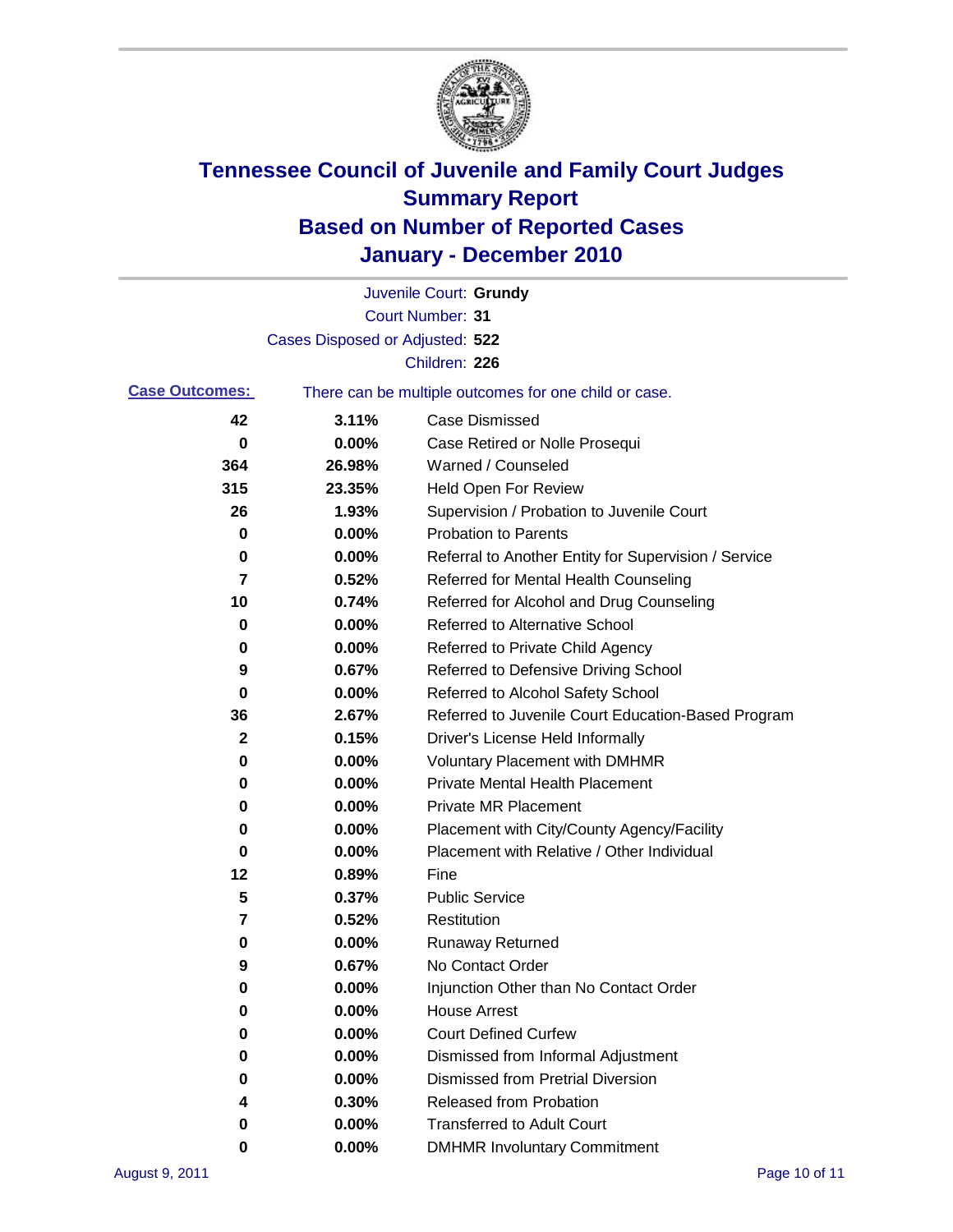# Tennessee Council of Juvenile and Family Court Judges
## Summary Report
## Based on Number of Reported Cases
## January - December 2010

Juvenile Court: **Grundy**

Court Number: **31**

Cases Disposed or Adjusted: **522**

Children: **226**

**Case Outcomes:** There can be multiple outcomes for one child or case.

| Count | Percent | Outcome |
|---|---|---|
| 42 | 3.11% | Case Dismissed |
| 0 | 0.00% | Case Retired or Nolle Prosequi |
| 364 | 26.98% | Warned / Counseled |
| 315 | 23.35% | Held Open For Review |
| 26 | 1.93% | Supervision / Probation to Juvenile Court |
| 0 | 0.00% | Probation to Parents |
| 0 | 0.00% | Referral to Another Entity for Supervision / Service |
| 7 | 0.52% | Referred for Mental Health Counseling |
| 10 | 0.74% | Referred for Alcohol and Drug Counseling |
| 0 | 0.00% | Referred to Alternative School |
| 0 | 0.00% | Referred to Private Child Agency |
| 9 | 0.67% | Referred to Defensive Driving School |
| 0 | 0.00% | Referred to Alcohol Safety School |
| 36 | 2.67% | Referred to Juvenile Court Education-Based Program |
| 2 | 0.15% | Driver's License Held Informally |
| 0 | 0.00% | Voluntary Placement with DMHMR |
| 0 | 0.00% | Private Mental Health Placement |
| 0 | 0.00% | Private MR Placement |
| 0 | 0.00% | Placement with City/County Agency/Facility |
| 0 | 0.00% | Placement with Relative / Other Individual |
| 12 | 0.89% | Fine |
| 5 | 0.37% | Public Service |
| 7 | 0.52% | Restitution |
| 0 | 0.00% | Runaway Returned |
| 9 | 0.67% | No Contact Order |
| 0 | 0.00% | Injunction Other than No Contact Order |
| 0 | 0.00% | House Arrest |
| 0 | 0.00% | Court Defined Curfew |
| 0 | 0.00% | Dismissed from Informal Adjustment |
| 0 | 0.00% | Dismissed from Pretrial Diversion |
| 4 | 0.30% | Released from Probation |
| 0 | 0.00% | Transferred to Adult Court |
| 0 | 0.00% | DMHMR Involuntary Commitment |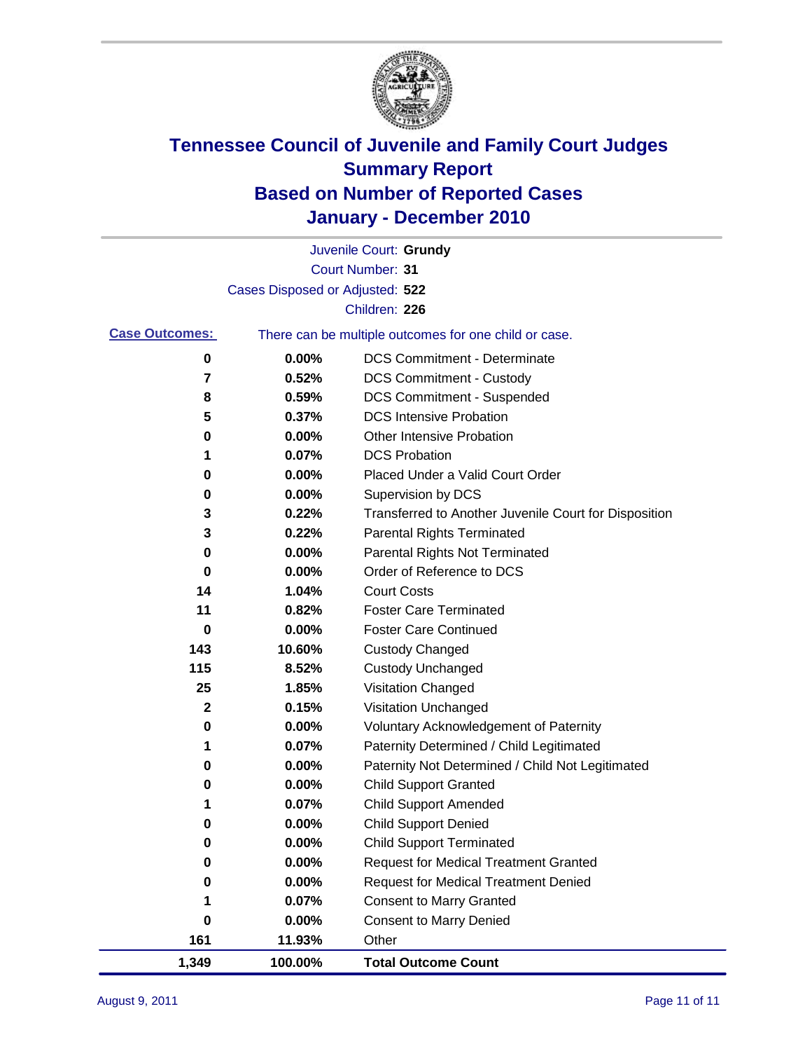# Tennessee Council of Juvenile and Family Court Judges
## Summary Report
## Based on Number of Reported Cases
## January - December 2010

Juvenile Court: **Grundy**

Court Number: **31**

Cases Disposed or Adjusted: **522**

Children: **226**

**Case Outcomes:** There can be multiple outcomes for one child or case.

| | | |
|---|---|---|
| 0 | 0.00% | DCS Commitment - Determinate |
| 7 | 0.52% | DCS Commitment - Custody |
| 8 | 0.59% | DCS Commitment - Suspended |
| 5 | 0.37% | DCS Intensive Probation |
| 0 | 0.00% | Other Intensive Probation |
| 1 | 0.07% | DCS Probation |
| 0 | 0.00% | Placed Under a Valid Court Order |
| 0 | 0.00% | Supervision by DCS |
| 3 | 0.22% | Transferred to Another Juvenile Court for Disposition |
| 3 | 0.22% | Parental Rights Terminated |
| 0 | 0.00% | Parental Rights Not Terminated |
| 0 | 0.00% | Order of Reference to DCS |
| 14 | 1.04% | Court Costs |
| 11 | 0.82% | Foster Care Terminated |
| 0 | 0.00% | Foster Care Continued |
| 143 | 10.60% | Custody Changed |
| 115 | 8.52% | Custody Unchanged |
| 25 | 1.85% | Visitation Changed |
| 2 | 0.15% | Visitation Unchanged |
| 0 | 0.00% | Voluntary Acknowledgement of Paternity |
| 1 | 0.07% | Paternity Determined / Child Legitimated |
| 0 | 0.00% | Paternity Not Determined / Child Not Legitimated |
| 0 | 0.00% | Child Support Granted |
| 1 | 0.07% | Child Support Amended |
| 0 | 0.00% | Child Support Denied |
| 0 | 0.00% | Child Support Terminated |
| 0 | 0.00% | Request for Medical Treatment Granted |
| 0 | 0.00% | Request for Medical Treatment Denied |
| 1 | 0.07% | Consent to Marry Granted |
| 0 | 0.00% | Consent to Marry Denied |
| 161 | 11.93% | Other |
| **1,349** | **100.00%** | **Total Outcome Count** |